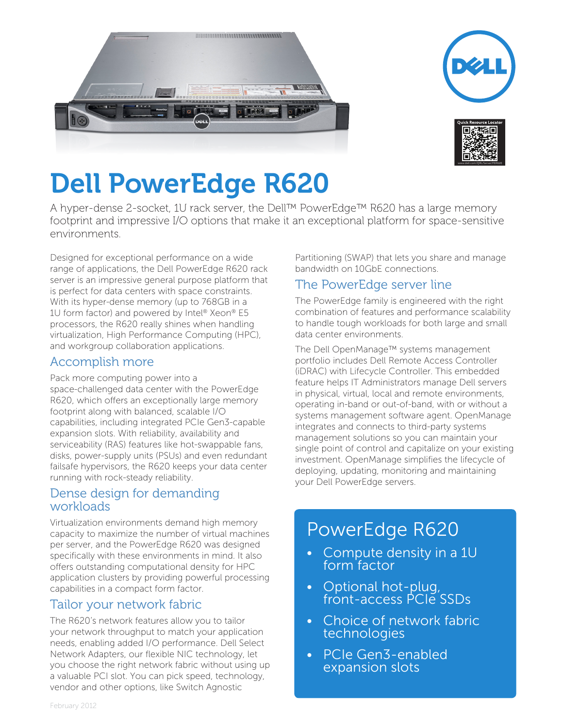# Dell PowerEdge R620

A hyper-dense 2-socket, 1U rack server, the Dell™ PowerEdge™ R620 has a large memory footprint and impressive I/O options that make it an exceptional platform for space-sensitive environments.

Designed for exceptional performance on a wide range of applications, the Dell PowerEdge R620 rack server is an impressive general purpose platform that is perfect for data centers with space constraints. With its hyper-dense memory (up to 768GB in a 1U form factor) and powered by Intel® Xeon® E5 processors, the R620 really shines when handling virtualization, High Performance Computing (HPC), and workgroup collaboration applications.

## Accomplish more

Pack more computing power into a space-challenged data center with the PowerEdge R620, which offers an exceptionally large memory footprint along with balanced, scalable I/O capabilities, including integrated PCIe Gen3-capable expansion slots. With reliability, availability and serviceability (RAS) features like hot-swappable fans, disks, power-supply units (PSUs) and even redundant failsafe hypervisors, the R620 keeps your data center running with rock-steady reliability.

## Dense design for demanding workloads

Virtualization environments demand high memory capacity to maximize the number of virtual machines per server, and the PowerEdge R620 was designed specifically with these environments in mind. It also offers outstanding computational density for HPC application clusters by providing powerful processing capabilities in a compact form factor.

## Tailor your network fabric

The R620's network features allow you to tailor your network throughput to match your application needs, enabling added I/O performance. Dell Select Network Adapters, our flexible NIC technology, let you choose the right network fabric without using up a valuable PCI slot. You can pick speed, technology, vendor and other options, like Switch Agnostic Partitioning (SWAP) that lets you share and manage bandwidth on 10GbE connections.

## The PowerEdge server line

The PowerEdge family is engineered with the right combination of features and performance scalability to handle tough workloads for both large and small data center environments.

The Dell OpenManage™ systems management portfolio includes Dell Remote Access Controller (iDRAC) with Lifecycle Controller. This embedded feature helps IT Administrators manage Dell servers in physical, virtual, local and remote environments, operating in-band or out-of-band, with or without a systems management software agent. OpenManage integrates and connects to third-party systems management solutions so you can maintain your single point of control and capitalize on your existing investment. OpenManage simplifies the lifecycle of deploying, updating, monitoring and maintaining your Dell PowerEdge servers.

## PowerEdge R620

- Compute density in a 1U form factor
- Optional hot-plug, front-access PCIe SSDs
- Choice of network fabric technologies
- PCIe Gen3-enabled expansion slots

February 2012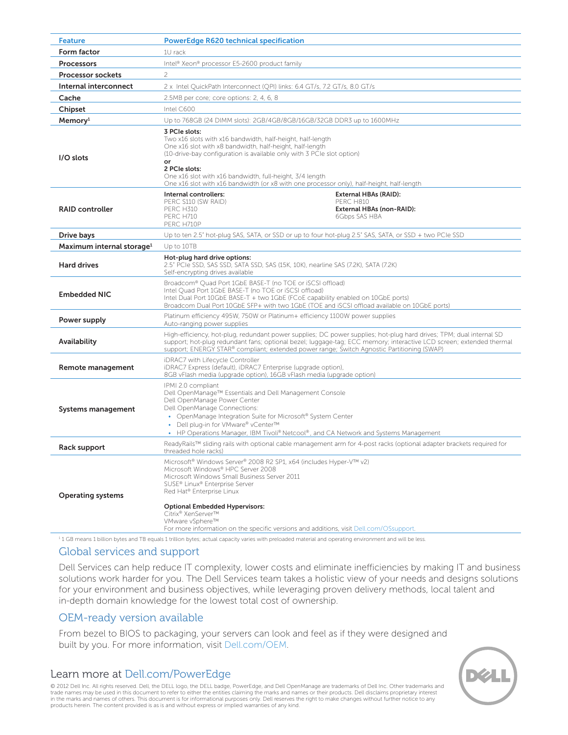| Feature | PowerEdge R620 technical specification |
| --- | --- |
| Form factor | 1U rack |
| Processors | Intel® Xeon® processor E5-2600 product family |
| Processor sockets | 2 |
| Internal interconnect | 2 x Intel QuickPath Interconnect (QPI) links: 6.4 GT/s, 7.2 GT/s, 8.0 GT/s |
| Cache | 2.5MB per core; core options: 2, 4, 6, 8 |
| Chipset | Intel C600 |
| Memory[1] | Up to 768GB (24 DIMM slots): 2GB/4GB/8GB/16GB/32GB DDR3 up to 1600MHz |
| I/O slots | **3 PCIe slots:**<br>Two x16 slots with x16 bandwidth, half-height, half-length<br>One x16 slot with x8 bandwidth, half-height, half-length<br>(10-drive-bay configuration is available only with 3 PCIe slot option)<br>**or**<br>**2 PCIe slots:**<br>One x16 slot with x16 bandwidth, full-height, 3/4 length<br>One x16 slot with x16 bandwidth (or x8 with one processor only), half-height, half-length |
| RAID controller | **Internal controllers:**<br>PERC S110 (SW RAID)<br>PERC H310<br>PERC H710<br>PERC H710P<br>**External HBAs (RAID):**<br>PERC H810<br>**External HBAs (non-RAID):**<br>6Gbps SAS HBA |
| Drive bays | Up to ten 2.5" hot-plug SAS, SATA, or SSD or up to four hot-plug 2.5" SAS, SATA, or SSD + two PCIe SSD |
| Maximum internal storage[1] | Up to 10TB |
| Hard drives | **Hot-plug hard drive options:**<br>2.5" PCIe SSD, SAS SSD, SATA SSD, SAS (15K, 10K), nearline SAS (7.2K), SATA (7.2K)<br>Self-encrypting drives available |
| Embedded NIC | Broadcom® Quad Port 1GbE BASE-T (no TOE or iSCSI offload)<br>Intel Quad Port 1GbE BASE-T (no TOE or iSCSI offload)<br>Intel Dual Port 10GbE BASE-T + two 1GbE (FCoE capability enabled on 10GbE ports)<br>Broadcom Dual Port 10GbE SFP+ with two 1GbE (TOE and iSCSI offload available on 10GbE ports) |
| Power supply | Platinum efficiency 495W, 750W or Platinum+ efficiency 1100W power supplies<br>Auto-ranging power supplies |
| Availability | High-efficiency, hot-plug, redundant power supplies; DC power supplies; hot-plug hard drives; TPM; dual internal SD support; hot-plug redundant fans; optional bezel; luggage-tag; ECC memory; interactive LCD screen; extended thermal support; ENERGY STAR® compliant; extended power range; Switch Agnostic Partitioning (SWAP) |
| Remote management | iDRAC7 with Lifecycle Controller<br>iDRAC7 Express (default), iDRAC7 Enterprise (upgrade option),<br>8GB vFlash media (upgrade option), 16GB vFlash media (upgrade option) |
| Systems management | IPMI 2.0 compliant<br>Dell OpenManage™ Essentials and Dell Management Console<br>Dell OpenManage Power Center<br>Dell OpenManage Connections:<br>• OpenManage Integration Suite for Microsoft® System Center<br>• Dell plug-in for VMware® vCenter™<br>• HP Operations Manager, IBM Tivoli® Netcool®, and CA Network and Systems Management |
| Rack support | ReadyRails™ sliding rails with optional cable management arm for 4-post racks (optional adapter brackets required for threaded hole racks) |
| Operating systems | Microsoft® Windows Server® 2008 R2 SP1, x64 (includes Hyper-V™ v2)<br>Microsoft Windows® HPC Server 2008<br>Microsoft Windows Small Business Server 2011<br>SUSE® Linux® Enterprise Server<br>Red Hat® Enterprise Linux<br><br>**Optional Embedded Hypervisors:**<br>Citrix® XenServer™<br>VMware vSphere™<br>For more information on the specific versions and additions, visit Dell.com/OSsupport. |

[1] 1 GB means 1 billion bytes and TB equals 1 trillion bytes; actual capacity varies with preloaded material and operating environment and will be less.

## Global services and support

Dell Services can help reduce IT complexity, lower costs and eliminate inefficiencies by making IT and business solutions work harder for you. The Dell Services team takes a holistic view of your needs and designs solutions for your environment and business objectives, while leveraging proven delivery methods, local talent and in-depth domain knowledge for the lowest total cost of ownership.

## OEM-ready version available

From bezel to BIOS to packaging, your servers can look and feel as if they were designed and built by you. For more information, visit Dell.com/OEM.

## Learn more at Dell.com/PowerEdge

© 2012 Dell Inc. All rights reserved. Dell, the DELL logo, the DELL badge, PowerEdge, and Dell OpenManage are trademarks of Dell Inc. Other trademarks and trade names may be used in this document to refer to either the entities claiming the marks and names or their products. Dell disclaims proprietary interest in the marks and names of others. This document is for informational purposes only. Dell reserves the right to make changes without further notice to any products herein. The content provided is as is and without express or implied warranties of any kind.